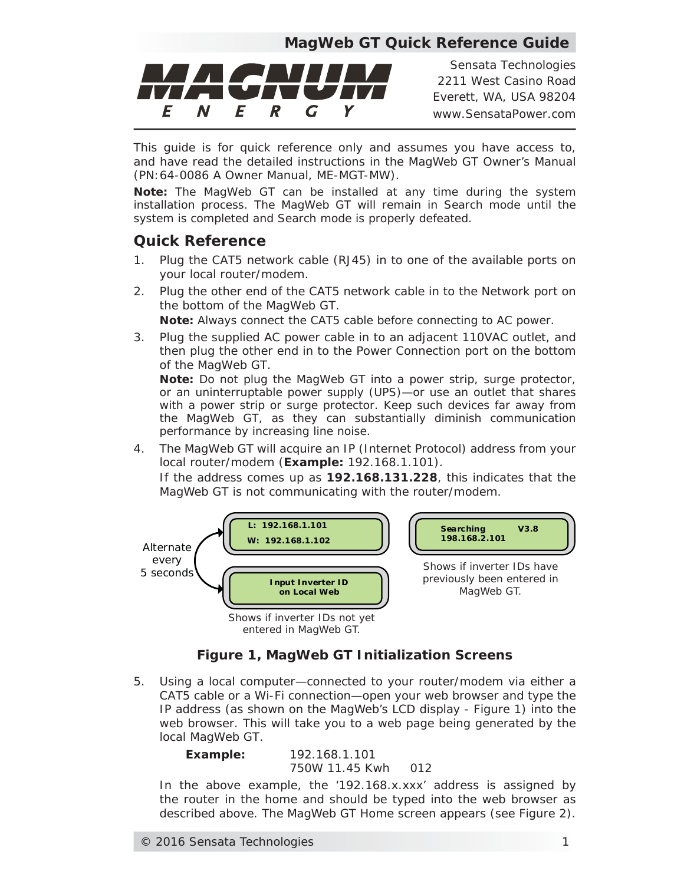# MagWeb GT Quick Reference Guide

MAGNUM ENERGY

Sensata Technologies
2211 West Casino Road
Everett, WA, USA 98204
www.SensataPower.com

This guide is for quick reference only and assumes you have access to, and have read the detailed instructions in the MagWeb GT Owner's Manual (PN: 64-0086 A Owner Manual, ME-MGT-MW).

**Note:** The MagWeb GT can be installed at any time during the system installation process. The MagWeb GT will remain in Search mode until the system is completed and Search mode is properly defeated.

## Quick Reference

1. Plug the CAT5 network cable (RJ45) in to one of the available ports on your local router/modem.
2. Plug the other end of the CAT5 network cable in to the Network port on the bottom of the MagWeb GT.

   **Note:** Always connect the CAT5 cable before connecting to AC power.
3. Plug the supplied AC power cable in to an adjacent 110VAC outlet, and then plug the other end in to the Power Connection port on the bottom of the MagWeb GT.

   **Note:** Do not plug the MagWeb GT into a power strip, surge protector, or an uninterruptable power supply (UPS)—or use an outlet that shares with a power strip or surge protector. Keep such devices far away from the MagWeb GT, as they can substantially diminish communication performance by increasing line noise.
4. The MagWeb GT will acquire an IP (Internet Protocol) address from your local router/modem (**Example:** 192.168.1.101).

   If the address comes up as **192.168.131.228**, this indicates that the MagWeb GT is not communicating with the router/modem.

Alternate every 5 seconds

L: 192.168.1.101
W: 192.168.1.102

Input Inverter ID
on Local Web

Shows if inverter IDs not yet entered in MagWeb GT.

Searching V3.8
198.168.2.101

Shows if inverter IDs have previously been entered in MagWeb GT.

**Figure 1, MagWeb GT Initialization Screens**

5. Using a local computer—connected to your router/modem via either a CAT5 cable or a Wi-Fi connection—open your web browser and type the IP address (as shown on the MagWeb's LCD display - Figure 1) into the web browser. This will take you to a web page being generated by the local MagWeb GT.

   **Example:** 192.168.1.101
   750W 11.45 Kwh 012

   In the above example, the '192.168.x.xxx' address is assigned by the router in the home and should be typed into the web browser as described above. The MagWeb GT Home screen appears (see Figure 2).

© 2016 Sensata Technologies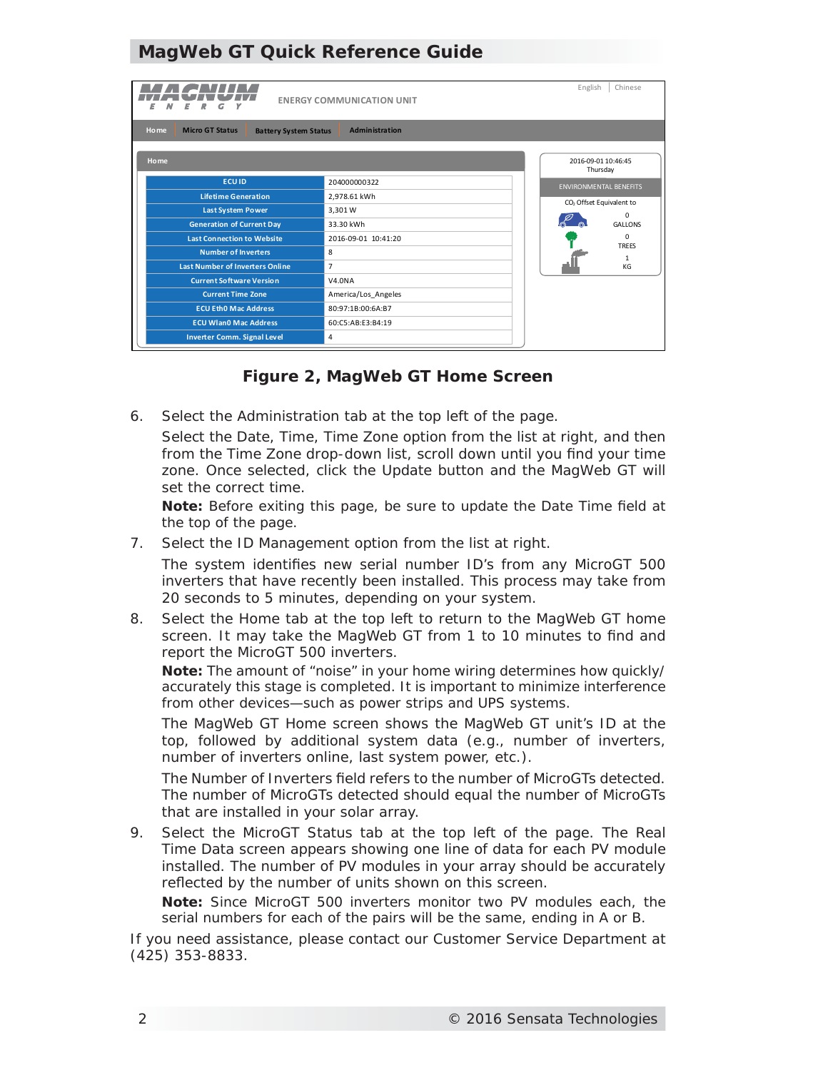| ECU ID | 204000000322 |
| --- | --- |
| Lifetime Generation | 2,978.61 kWh |
| Last System Power | 3,301 W |
| Generation of Current Day | 33.30 kWh |
| Last Connection to Website | 2016-09-01 10:41:20 |
| Number of Inverters | 8 |
| Last Number of Inverters Online | 7 |
| Current Software Version | V4.0NA |
| Current Time Zone | America/Los_Angeles |
| ECU Eth0 Mac Address | 80:97:1B:00:6A:B7 |
| ECU Wlan0 Mac Address | 60:C5:AB:E3:B4:19 |
| Inverter Comm. Signal Level | 4 |

**Figure 2, MagWeb GT Home Screen**

6. Select the Administration tab at the top left of the page.

   Select the Date, Time, Time Zone option from the list at right, and then from the Time Zone drop-down list, scroll down until you find your time zone. Once selected, click the Update button and the MagWeb GT will set the correct time.

   **Note:** Before exiting this page, be sure to update the Date Time field at the top of the page.

7. Select the ID Management option from the list at right.

   The system identifies new serial number ID's from any MicroGT 500 inverters that have recently been installed. This process may take from 20 seconds to 5 minutes, depending on your system.

8. Select the Home tab at the top left to return to the MagWeb GT home screen. It may take the MagWeb GT from 1 to 10 minutes to find and report the MicroGT 500 inverters.

   **Note:** The amount of "noise" in your home wiring determines how quickly/ accurately this stage is completed. It is important to minimize interference from other devices—such as power strips and UPS systems.

   The MagWeb GT Home screen shows the MagWeb GT unit's ID at the top, followed by additional system data (e.g., number of inverters, number of inverters online, last system power, etc.).

   The Number of Inverters field refers to the number of MicroGTs detected. The number of MicroGTs detected should equal the number of MicroGTs that are installed in your solar array.

9. Select the MicroGT Status tab at the top left of the page. The Real Time Data screen appears showing one line of data for each PV module installed. The number of PV modules in your array should be accurately reflected by the number of units shown on this screen.

   **Note:** Since MicroGT 500 inverters monitor two PV modules each, the serial numbers for each of the pairs will be the same, ending in A or B.

If you need assistance, please contact our Customer Service Department at (425) 353-8833.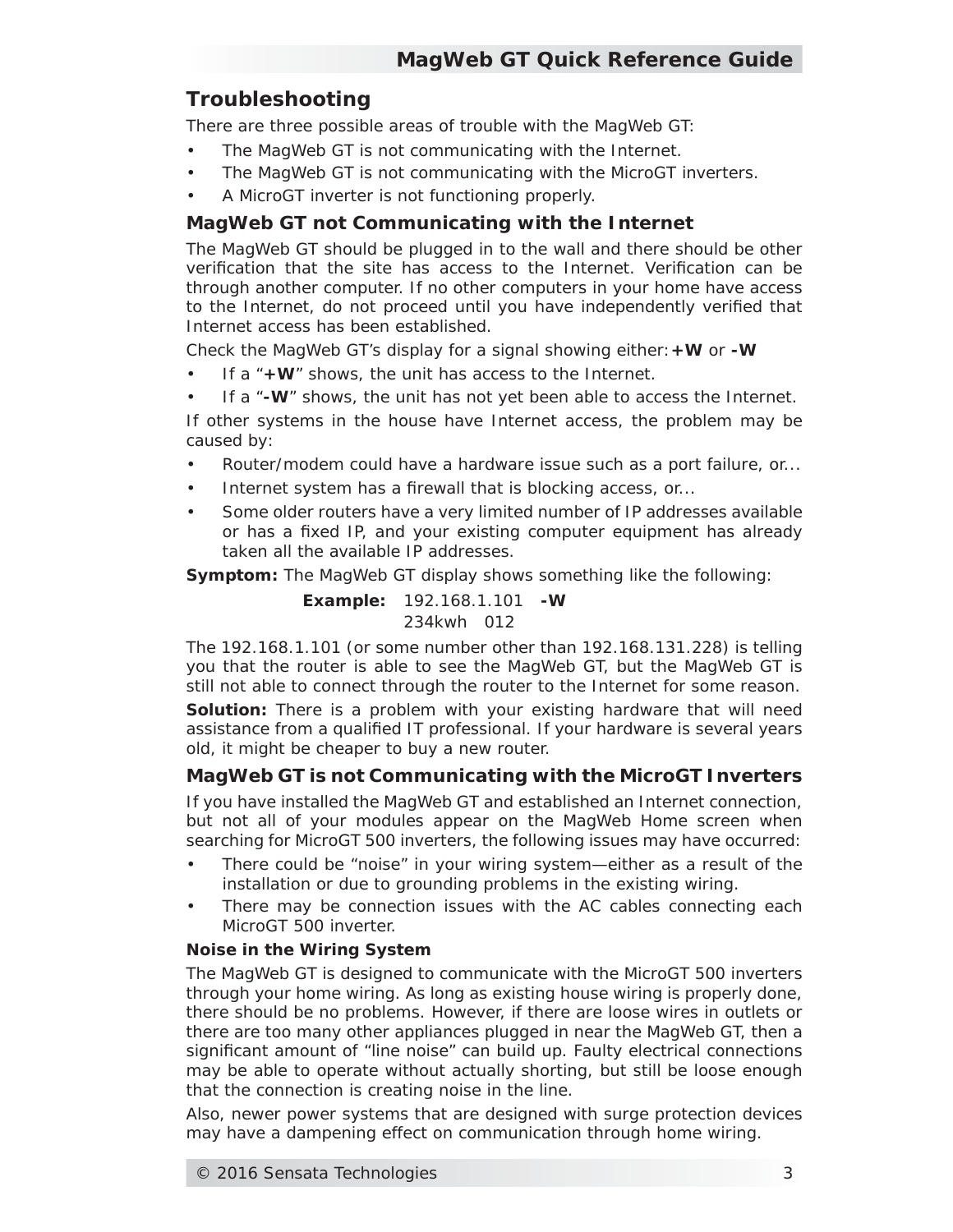## Troubleshooting

There are three possible areas of trouble with the MagWeb GT:

- The MagWeb GT is not communicating with the Internet.
- The MagWeb GT is not communicating with the MicroGT inverters.
- A MicroGT inverter is not functioning properly.

### MagWeb GT not Communicating with the Internet

The MagWeb GT should be plugged in to the wall and there should be other verification that the site has access to the Internet. Verification can be through another computer. If no other computers in your home have access to the Internet, do not proceed until you have independently verified that Internet access has been established.

Check the MagWeb GT's display for a signal showing either: **+W** or **-W**

- If a "**+W**" shows, the unit has access to the Internet.
- If a "**-W**" shows, the unit has not yet been able to access the Internet.

If other systems in the house have Internet access, the problem may be caused by:

- Router/modem could have a hardware issue such as a port failure, or...
- Internet system has a firewall that is blocking access, or...
- Some older routers have a very limited number of IP addresses available or has a fixed IP, and your existing computer equipment has already taken all the available IP addresses.

**Symptom:** The MagWeb GT display shows something like the following:

**Example:** 192.168.1.101 **-W**
234kwh 012

The 192.168.1.101 (or some number other than 192.168.131.228) is telling you that the router is able to see the MagWeb GT, but the MagWeb GT is still not able to connect through the router to the Internet for some reason.

**Solution:** There is a problem with your existing hardware that will need assistance from a qualified IT professional. If your hardware is several years old, it might be cheaper to buy a new router.

### MagWeb GT is not Communicating with the MicroGT Inverters

If you have installed the MagWeb GT and established an Internet connection, but not all of your modules appear on the MagWeb Home screen when searching for MicroGT 500 inverters, the following issues may have occurred:

- There could be "noise" in your wiring system—either as a result of the installation or due to grounding problems in the existing wiring.
- There may be connection issues with the AC cables connecting each MicroGT 500 inverter.

#### Noise in the Wiring System

The MagWeb GT is designed to communicate with the MicroGT 500 inverters through your home wiring. As long as existing house wiring is properly done, there should be no problems. However, if there are loose wires in outlets or there are too many other appliances plugged in near the MagWeb GT, then a significant amount of "line noise" can build up. Faulty electrical connections may be able to operate without actually shorting, but still be loose enough that the connection is creating noise in the line.

Also, newer power systems that are designed with surge protection devices may have a dampening effect on communication through home wiring.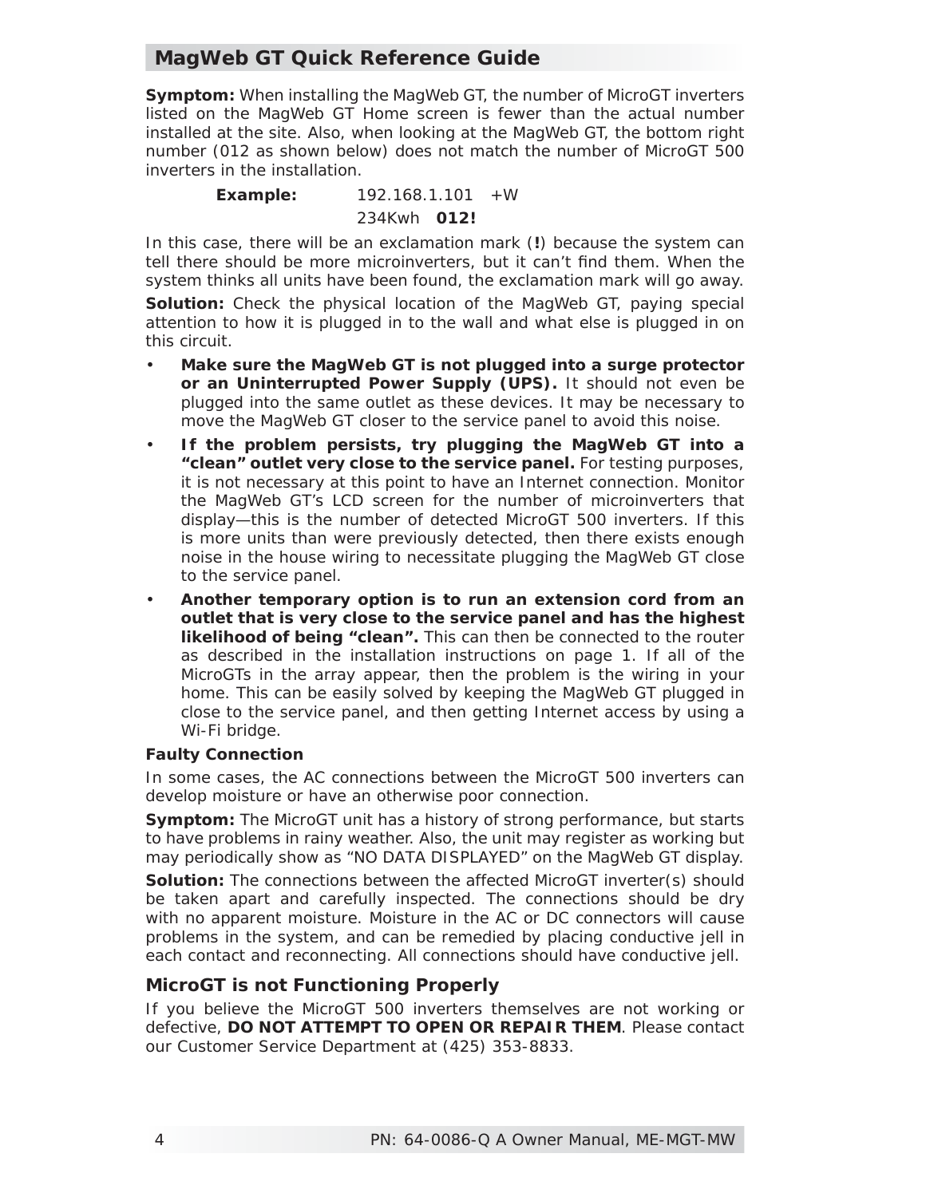## MagWeb GT Quick Reference Guide

**Symptom:** When installing the MagWeb GT, the number of MicroGT inverters listed on the MagWeb GT Home screen is fewer than the actual number installed at the site. Also, when looking at the MagWeb GT, the bottom right number (012 as shown below) does not match the number of MicroGT 500 inverters in the installation.

**Example:** 192.168.1.101 +W
234Kwh **012!**

In this case, there will be an exclamation mark (**!**) because the system can tell there should be more microinverters, but it can't find them. When the system thinks all units have been found, the exclamation mark will go away.

**Solution:** Check the physical location of the MagWeb GT, paying special attention to how it is plugged in to the wall and what else is plugged in on this circuit.

- **Make sure the MagWeb GT is not plugged into a surge protector or an Uninterrupted Power Supply (UPS).** It should not even be plugged into the same outlet as these devices. It may be necessary to move the MagWeb GT closer to the service panel to avoid this noise.
- **If the problem persists, try plugging the MagWeb GT into a "clean" outlet very close to the service panel.** For testing purposes, it is not necessary at this point to have an Internet connection. Monitor the MagWeb GT's LCD screen for the number of microinverters that display—this is the number of detected MicroGT 500 inverters. If this is more units than were previously detected, then there exists enough noise in the house wiring to necessitate plugging the MagWeb GT close to the service panel.
- **Another temporary option is to run an extension cord from an outlet that is very close to the service panel and has the highest likelihood of being "clean".** This can then be connected to the router as described in the installation instructions on page 1. If all of the MicroGTs in the array appear, then the problem is the wiring in your home. This can be easily solved by keeping the MagWeb GT plugged in close to the service panel, and then getting Internet access by using a Wi-Fi bridge.

**Faulty Connection**

In some cases, the AC connections between the MicroGT 500 inverters can develop moisture or have an otherwise poor connection.

**Symptom:** The MicroGT unit has a history of strong performance, but starts to have problems in rainy weather. Also, the unit may register as working but may periodically show as "NO DATA DISPLAYED" on the MagWeb GT display.

**Solution:** The connections between the affected MicroGT inverter(s) should be taken apart and carefully inspected. The connections should be dry with no apparent moisture. Moisture in the AC or DC connectors will cause problems in the system, and can be remedied by placing conductive jell in each contact and reconnecting. All connections should have conductive jell.

### MicroGT is not Functioning Properly

If you believe the MicroGT 500 inverters themselves are not working or defective, **DO NOT ATTEMPT TO OPEN OR REPAIR THEM**. Please contact our Customer Service Department at (425) 353-8833.